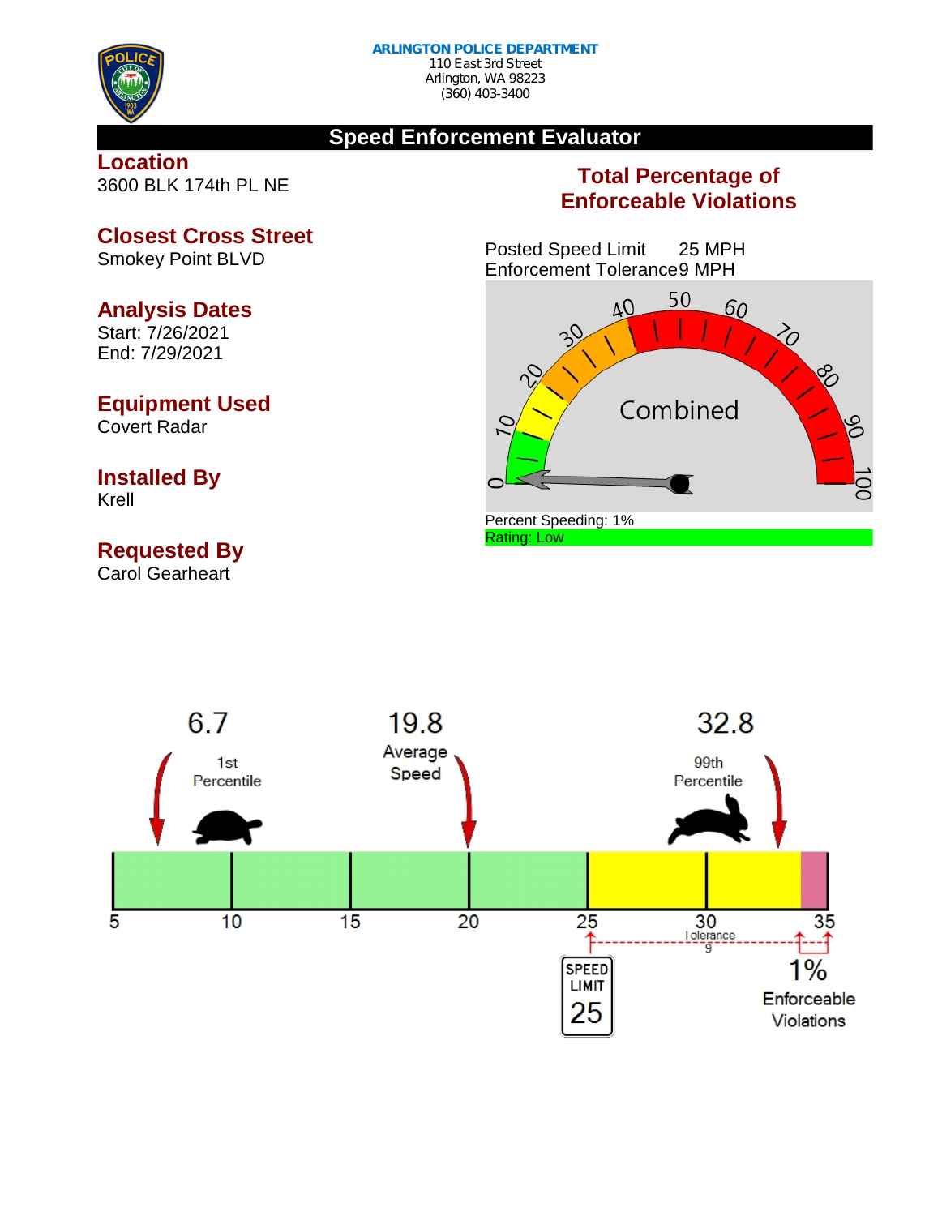**ARLINGTON POLICE DEPARTMENT**
110 East 3rd Street
Arlington, WA 98223
(360) 403-3400

# Speed Enforcement Evaluator

## Location
3600 BLK 174th PL NE

## Closest Cross Street
Smokey Point BLVD

## Analysis Dates
Start: 7/26/2021
End: 7/29/2021

## Equipment Used
Covert Radar

## Installed By
Krell

## Requested By
Carol Gearheart

## Total Percentage of Enforceable Violations

Posted Speed Limit 25 MPH
Enforcement Tolerance 9 MPH

Combined

Percent Speeding: 1%
Rating: Low

6.7 — 1st Percentile

19.8 — Average Speed

32.8 — 99th Percentile

SPEED LIMIT 25

Tolerance 9

1% Enforceable Violations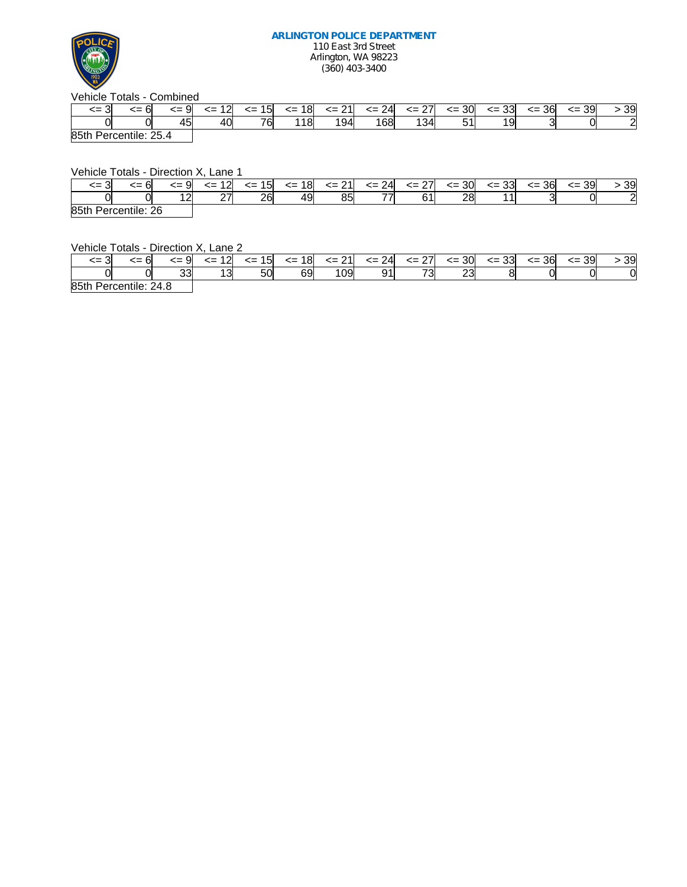**ARLINGTON POLICE DEPARTMENT**
110 East 3rd Street
Arlington, WA 98223
(360) 403-3400

Vehicle Totals - Combined

| <= 3 | <= 6 | <= 9 | <= 12 | <= 15 | <= 18 | <= 21 | <= 24 | <= 27 | <= 30 | <= 33 | <= 36 | <= 39 | > 39 |
|---|---|---|---|---|---|---|---|---|---|---|---|---|---|
| 0 | 0 | 45 | 40 | 76 | 118 | 194 | 168 | 134 | 51 | 19 | 3 | 0 | 2 |

85th Percentile: 25.4

Vehicle Totals - Direction X, Lane 1

| <= 3 | <= 6 | <= 9 | <= 12 | <= 15 | <= 18 | <= 21 | <= 24 | <= 27 | <= 30 | <= 33 | <= 36 | <= 39 | > 39 |
|---|---|---|---|---|---|---|---|---|---|---|---|---|---|
| 0 | 0 | 12 | 27 | 26 | 49 | 85 | 77 | 61 | 28 | 11 | 3 | 0 | 2 |

85th Percentile: 26

Vehicle Totals - Direction X, Lane 2

| <= 3 | <= 6 | <= 9 | <= 12 | <= 15 | <= 18 | <= 21 | <= 24 | <= 27 | <= 30 | <= 33 | <= 36 | <= 39 | > 39 |
|---|---|---|---|---|---|---|---|---|---|---|---|---|---|
| 0 | 0 | 33 | 13 | 50 | 69 | 109 | 91 | 73 | 23 | 8 | 0 | 0 | 0 |

85th Percentile: 24.8